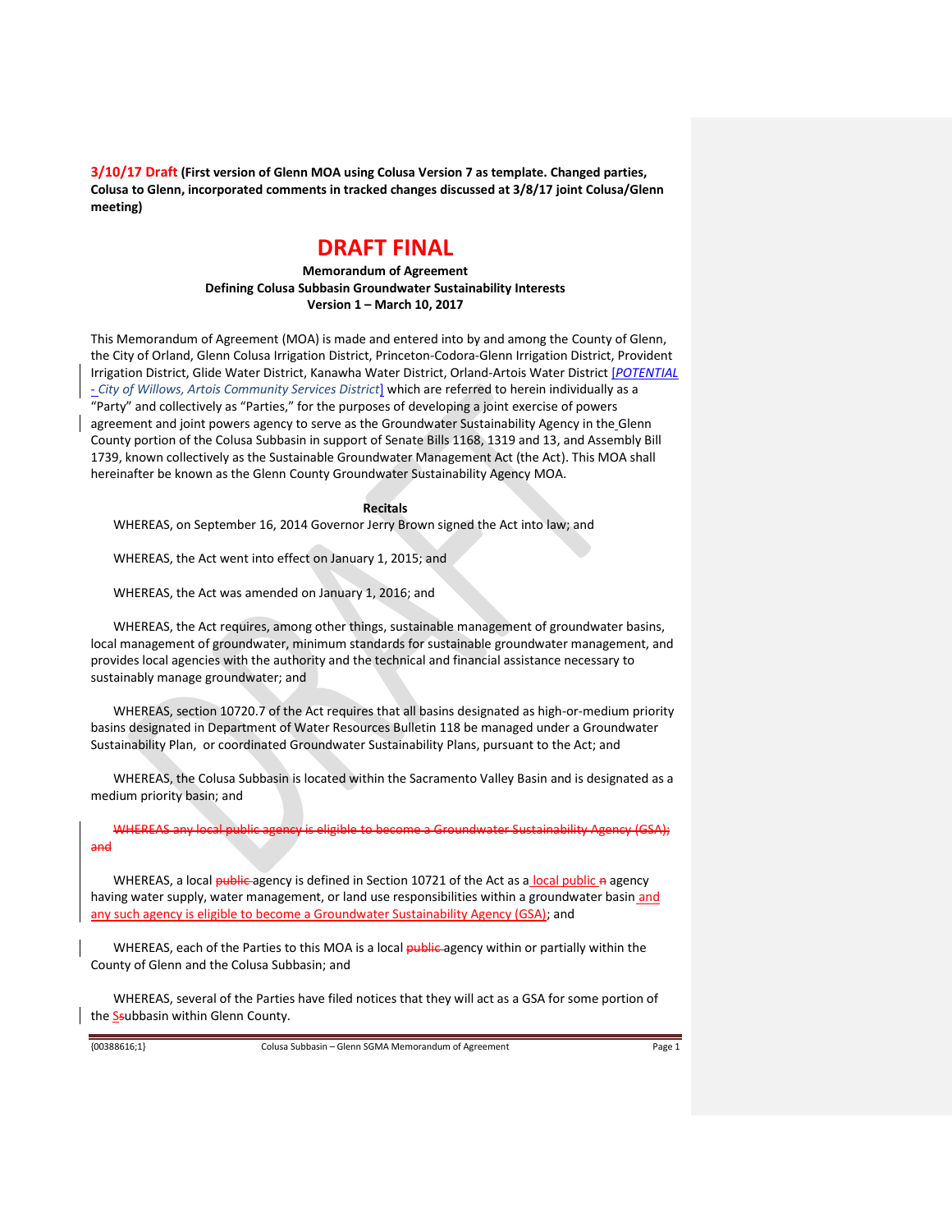**3/10/17 Draft (First version of Glenn MOA using Colusa Version 7 as template. Changed parties, Colusa to Glenn, incorporated comments in tracked changes discussed at 3/8/17 joint Colusa/Glenn meeting)**

# DRAFT FINAL

**Memorandum of Agreement**
**Defining Colusa Subbasin Groundwater Sustainability Interests**
**Version 1 – March 10, 2017**

This Memorandum of Agreement (MOA) is made and entered into by and among the County of Glenn, the City of Orland, Glenn Colusa Irrigation District, Princeton-Codora-Glenn Irrigation District, Provident Irrigation District, Glide Water District, Kanawha Water District, Orland-Artois Water District [*POTENTIAL - City of Willows, Artois Community Services District*] which are referred to herein individually as a "Party" and collectively as "Parties," for the purposes of developing a joint exercise of powers agreement and joint powers agency to serve as the Groundwater Sustainability Agency in the Glenn County portion of the Colusa Subbasin in support of Senate Bills 1168, 1319 and 13, and Assembly Bill 1739, known collectively as the Sustainable Groundwater Management Act (the Act). This MOA shall hereinafter be known as the Glenn County Groundwater Sustainability Agency MOA.

**Recitals**

WHEREAS, on September 16, 2014 Governor Jerry Brown signed the Act into law; and

WHEREAS, the Act went into effect on January 1, 2015; and

WHEREAS, the Act was amended on January 1, 2016; and

WHEREAS, the Act requires, among other things, sustainable management of groundwater basins, local management of groundwater, minimum standards for sustainable groundwater management, and provides local agencies with the authority and the technical and financial assistance necessary to sustainably manage groundwater; and

WHEREAS, section 10720.7 of the Act requires that all basins designated as high-or-medium priority basins designated in Department of Water Resources Bulletin 118 be managed under a Groundwater Sustainability Plan, or coordinated Groundwater Sustainability Plans, pursuant to the Act; and

WHEREAS, the Colusa Subbasin is located within the Sacramento Valley Basin and is designated as a medium priority basin; and

~~WHEREAS any local public agency is eligible to become a Groundwater Sustainability Agency (GSA); and~~

WHEREAS, a local ~~public~~ agency is defined in Section 10721 of the Act as a local public ~~n~~ agency having water supply, water management, or land use responsibilities within a groundwater basin and any such agency is eligible to become a Groundwater Sustainability Agency (GSA); and

WHEREAS, each of the Parties to this MOA is a local ~~public~~ agency within or partially within the County of Glenn and the Colusa Subbasin; and

WHEREAS, several of the Parties have filed notices that they will act as a GSA for some portion of the ~~S~~subbasin within Glenn County.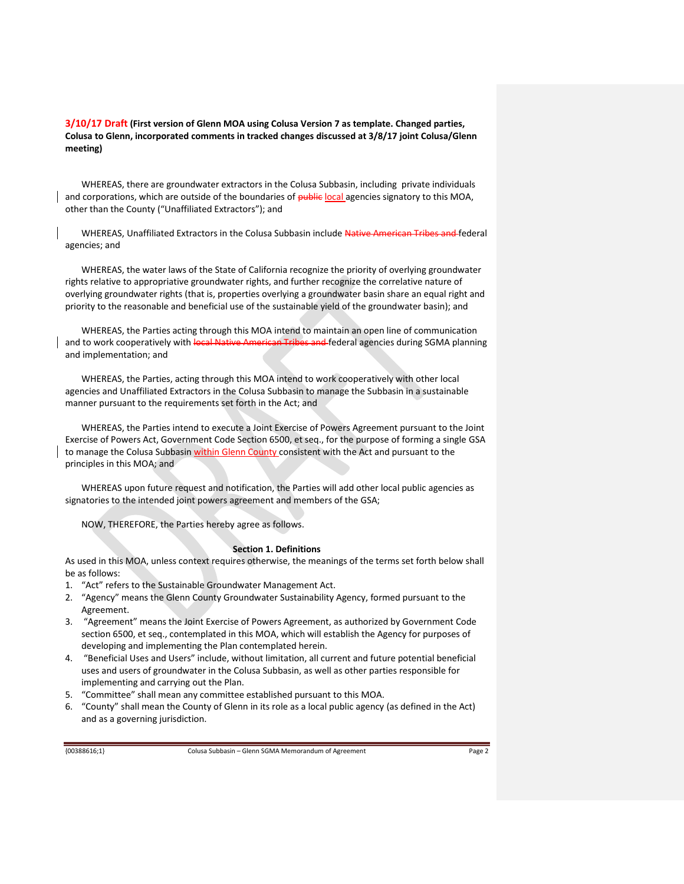**3/10/17 Draft (First version of Glenn MOA using Colusa Version 7 as template. Changed parties, Colusa to Glenn, incorporated comments in tracked changes discussed at 3/8/17 joint Colusa/Glenn meeting)**

WHEREAS, there are groundwater extractors in the Colusa Subbasin, including private individuals and corporations, which are outside of the boundaries of ~~public~~ local agencies signatory to this MOA, other than the County ("Unaffiliated Extractors"); and

WHEREAS, Unaffiliated Extractors in the Colusa Subbasin include ~~Native American Tribes and~~ federal agencies; and

WHEREAS, the water laws of the State of California recognize the priority of overlying groundwater rights relative to appropriative groundwater rights, and further recognize the correlative nature of overlying groundwater rights (that is, properties overlying a groundwater basin share an equal right and priority to the reasonable and beneficial use of the sustainable yield of the groundwater basin); and

WHEREAS, the Parties acting through this MOA intend to maintain an open line of communication and to work cooperatively with ~~local Native American Tribes and~~ federal agencies during SGMA planning and implementation; and

WHEREAS, the Parties, acting through this MOA intend to work cooperatively with other local agencies and Unaffiliated Extractors in the Colusa Subbasin to manage the Subbasin in a sustainable manner pursuant to the requirements set forth in the Act; and

WHEREAS, the Parties intend to execute a Joint Exercise of Powers Agreement pursuant to the Joint Exercise of Powers Act, Government Code Section 6500, et seq., for the purpose of forming a single GSA to manage the Colusa Subbasin within Glenn County consistent with the Act and pursuant to the principles in this MOA; and

WHEREAS upon future request and notification, the Parties will add other local public agencies as signatories to the intended joint powers agreement and members of the GSA;

NOW, THEREFORE, the Parties hereby agree as follows.

## Section 1. Definitions

As used in this MOA, unless context requires otherwise, the meanings of the terms set forth below shall be as follows:

1. "Act" refers to the Sustainable Groundwater Management Act.
2. "Agency" means the Glenn County Groundwater Sustainability Agency, formed pursuant to the Agreement.
3. "Agreement" means the Joint Exercise of Powers Agreement, as authorized by Government Code section 6500, et seq., contemplated in this MOA, which will establish the Agency for purposes of developing and implementing the Plan contemplated herein.
4. "Beneficial Uses and Users" include, without limitation, all current and future potential beneficial uses and users of groundwater in the Colusa Subbasin, as well as other parties responsible for implementing and carrying out the Plan.
5. "Committee" shall mean any committee established pursuant to this MOA.
6. "County" shall mean the County of Glenn in its role as a local public agency (as defined in the Act) and as a governing jurisdiction.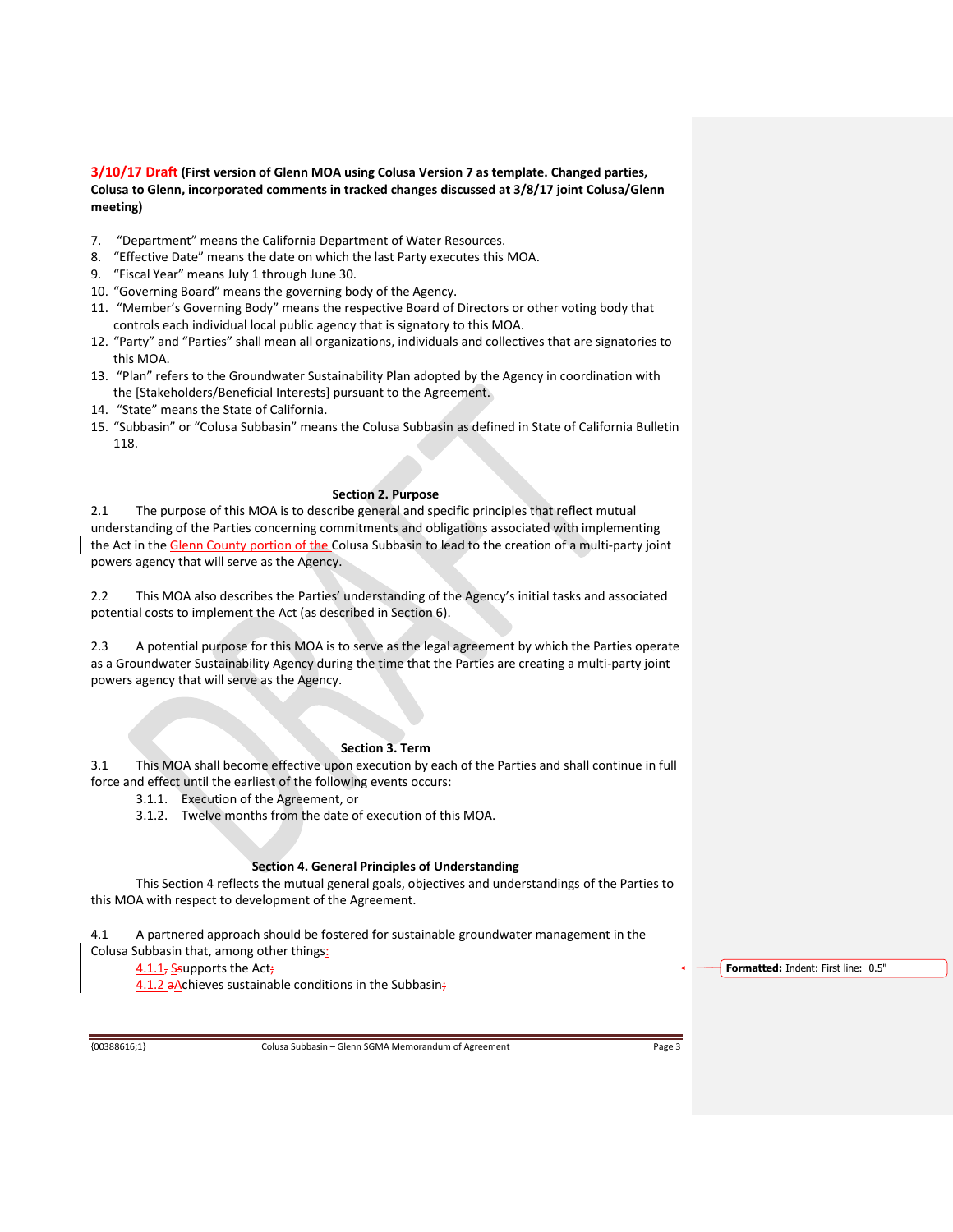**3/10/17 Draft (First version of Glenn MOA using Colusa Version 7 as template. Changed parties, Colusa to Glenn, incorporated comments in tracked changes discussed at 3/8/17 joint Colusa/Glenn meeting)**

7. "Department" means the California Department of Water Resources.
8. "Effective Date" means the date on which the last Party executes this MOA.
9. "Fiscal Year" means July 1 through June 30.
10. "Governing Board" means the governing body of the Agency.
11. "Member's Governing Body" means the respective Board of Directors or other voting body that controls each individual local public agency that is signatory to this MOA.
12. "Party" and "Parties" shall mean all organizations, individuals and collectives that are signatories to this MOA.
13. "Plan" refers to the Groundwater Sustainability Plan adopted by the Agency in coordination with the [Stakeholders/Beneficial Interests] pursuant to the Agreement.
14. "State" means the State of California.
15. "Subbasin" or "Colusa Subbasin" means the Colusa Subbasin as defined in State of California Bulletin 118.

## Section 2. Purpose

2.1 The purpose of this MOA is to describe general and specific principles that reflect mutual understanding of the Parties concerning commitments and obligations associated with implementing the Act in the Glenn County portion of the Colusa Subbasin to lead to the creation of a multi-party joint powers agency that will serve as the Agency.

2.2 This MOA also describes the Parties' understanding of the Agency's initial tasks and associated potential costs to implement the Act (as described in Section 6).

2.3 A potential purpose for this MOA is to serve as the legal agreement by which the Parties operate as a Groundwater Sustainability Agency during the time that the Parties are creating a multi-party joint powers agency that will serve as the Agency.

## Section 3. Term

3.1 This MOA shall become effective upon execution by each of the Parties and shall continue in full force and effect until the earliest of the following events occurs:

3.1.1. Execution of the Agreement, or
3.1.2. Twelve months from the date of execution of this MOA.

## Section 4. General Principles of Understanding

This Section 4 reflects the mutual general goals, objectives and understandings of the Parties to this MOA with respect to development of the Agreement.

4.1 A partnered approach should be fostered for sustainable groundwater management in the Colusa Subbasin that, among other things:

4.1.1 Supports the Act;
4.1.2 Achieves sustainable conditions in the Subbasin;

Formatted: Indent: First line: 0.5"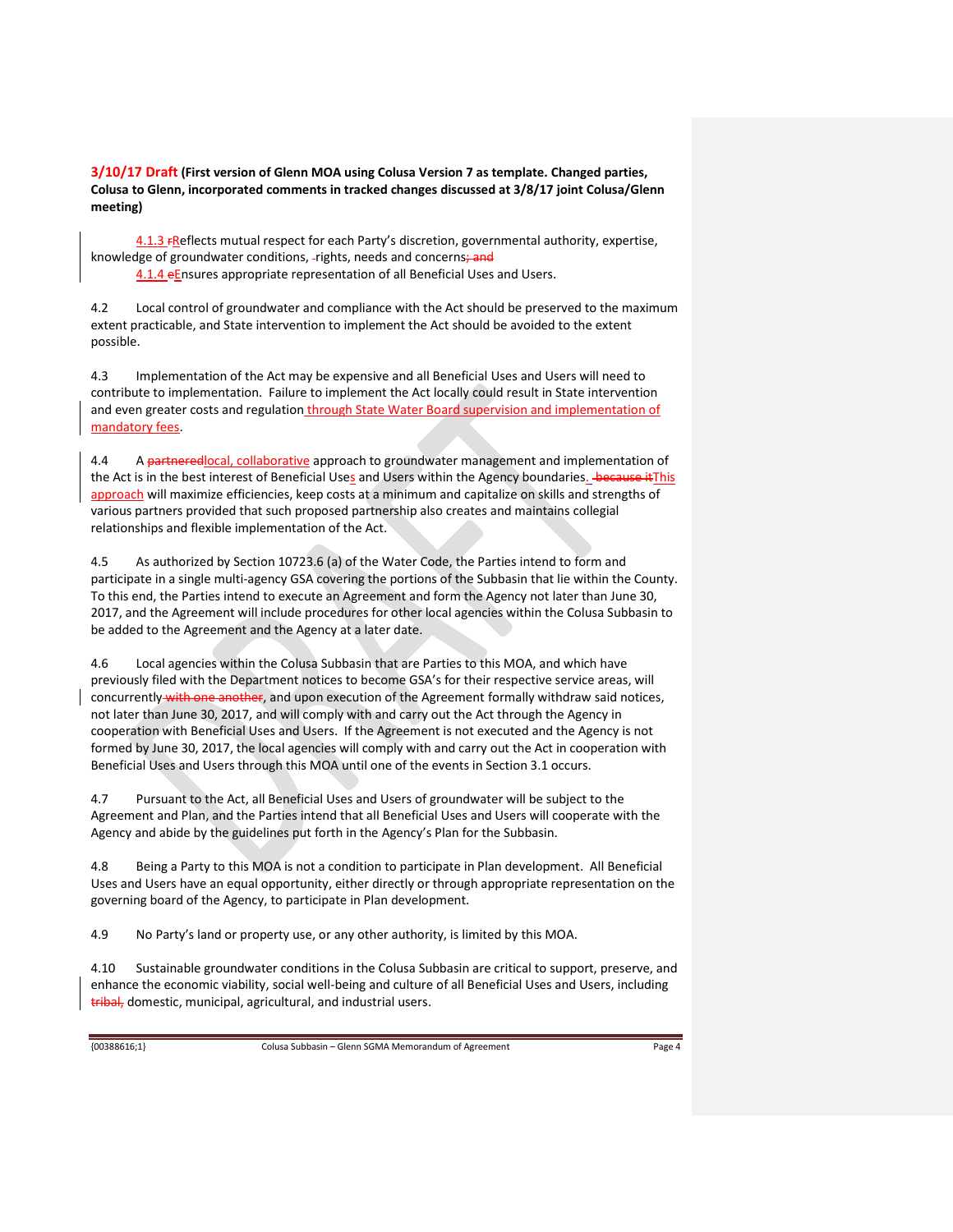**3/10/17 Draft (First version of Glenn MOA using Colusa Version 7 as template. Changed parties, Colusa to Glenn, incorporated comments in tracked changes discussed at 3/8/17 joint Colusa/Glenn meeting)**

4.1.3 Reflects mutual respect for each Party's discretion, governmental authority, expertise, knowledge of groundwater conditions, rights, needs and concerns;

4.1.4 Ensures appropriate representation of all Beneficial Uses and Users.

4.2 Local control of groundwater and compliance with the Act should be preserved to the maximum extent practicable, and State intervention to implement the Act should be avoided to the extent possible.

4.3 Implementation of the Act may be expensive and all Beneficial Uses and Users will need to contribute to implementation. Failure to implement the Act locally could result in State intervention and even greater costs and regulation through State Water Board supervision and implementation of mandatory fees.

4.4 A local, collaborative approach to groundwater management and implementation of the Act is in the best interest of Beneficial Uses and Users within the Agency boundaries. This approach will maximize efficiencies, keep costs at a minimum and capitalize on skills and strengths of various partners provided that such proposed partnership also creates and maintains collegial relationships and flexible implementation of the Act.

4.5 As authorized by Section 10723.6 (a) of the Water Code, the Parties intend to form and participate in a single multi-agency GSA covering the portions of the Subbasin that lie within the County. To this end, the Parties intend to execute an Agreement and form the Agency not later than June 30, 2017, and the Agreement will include procedures for other local agencies within the Colusa Subbasin to be added to the Agreement and the Agency at a later date.

4.6 Local agencies within the Colusa Subbasin that are Parties to this MOA, and which have previously filed with the Department notices to become GSA's for their respective service areas, will concurrently, and upon execution of the Agreement formally withdraw said notices, not later than June 30, 2017, and will comply with and carry out the Act through the Agency in cooperation with Beneficial Uses and Users. If the Agreement is not executed and the Agency is not formed by June 30, 2017, the local agencies will comply with and carry out the Act in cooperation with Beneficial Uses and Users through this MOA until one of the events in Section 3.1 occurs.

4.7 Pursuant to the Act, all Beneficial Uses and Users of groundwater will be subject to the Agreement and Plan, and the Parties intend that all Beneficial Uses and Users will cooperate with the Agency and abide by the guidelines put forth in the Agency's Plan for the Subbasin.

4.8 Being a Party to this MOA is not a condition to participate in Plan development. All Beneficial Uses and Users have an equal opportunity, either directly or through appropriate representation on the governing board of the Agency, to participate in Plan development.

4.9 No Party's land or property use, or any other authority, is limited by this MOA.

4.10 Sustainable groundwater conditions in the Colusa Subbasin are critical to support, preserve, and enhance the economic viability, social well-being and culture of all Beneficial Uses and Users, including domestic, municipal, agricultural, and industrial users.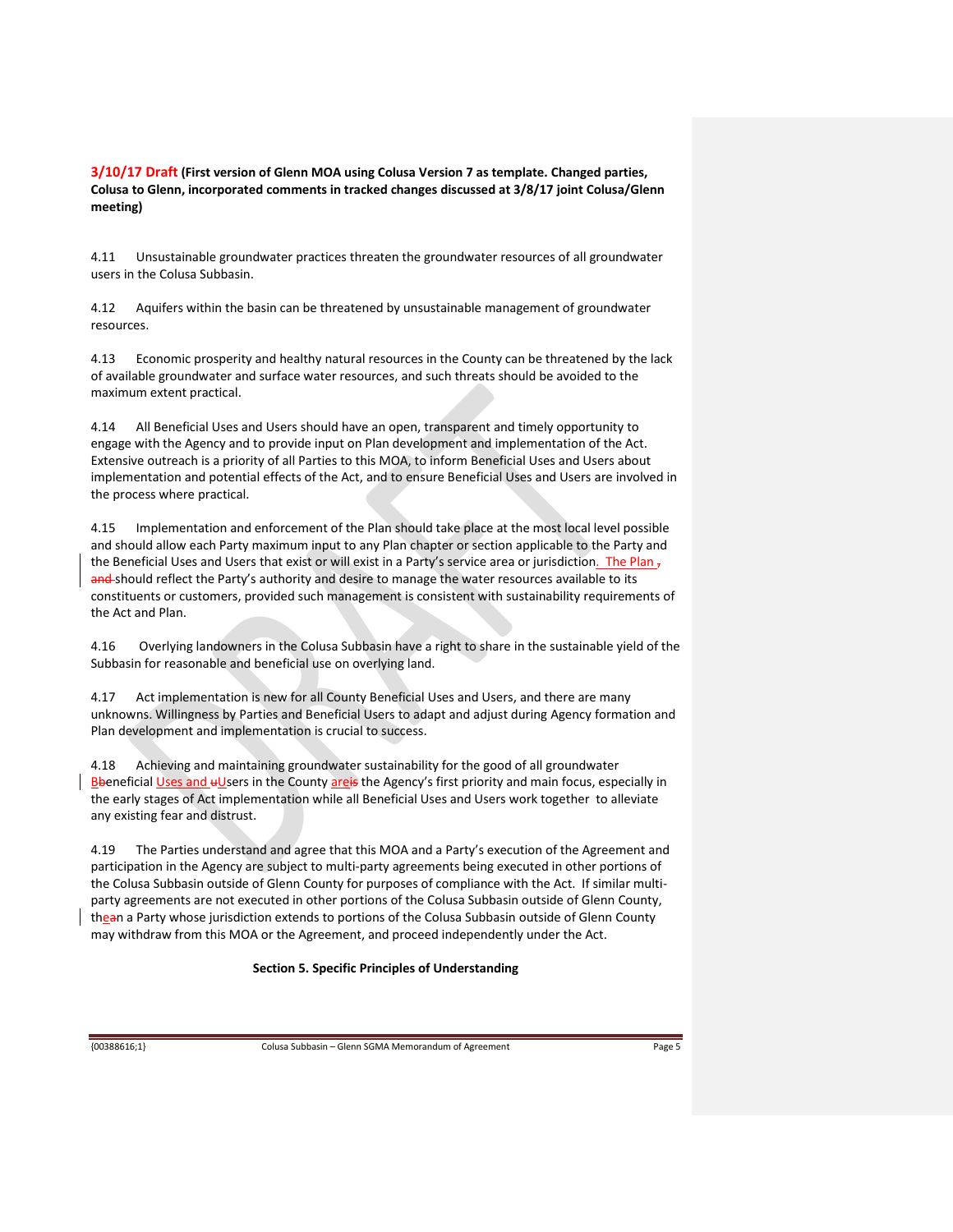**3/10/17 Draft (First version of Glenn MOA using Colusa Version 7 as template. Changed parties, Colusa to Glenn, incorporated comments in tracked changes discussed at 3/8/17 joint Colusa/Glenn meeting)**

4.11 Unsustainable groundwater practices threaten the groundwater resources of all groundwater users in the Colusa Subbasin.

4.12 Aquifers within the basin can be threatened by unsustainable management of groundwater resources.

4.13 Economic prosperity and healthy natural resources in the County can be threatened by the lack of available groundwater and surface water resources, and such threats should be avoided to the maximum extent practical.

4.14 All Beneficial Uses and Users should have an open, transparent and timely opportunity to engage with the Agency and to provide input on Plan development and implementation of the Act. Extensive outreach is a priority of all Parties to this MOA, to inform Beneficial Uses and Users about implementation and potential effects of the Act, and to ensure Beneficial Uses and Users are involved in the process where practical.

4.15 Implementation and enforcement of the Plan should take place at the most local level possible and should allow each Party maximum input to any Plan chapter or section applicable to the Party and the Beneficial Uses and Users that exist or will exist in a Party's service area or jurisdiction. The Plan ~~, and~~ should reflect the Party's authority and desire to manage the water resources available to its constituents or customers, provided such management is consistent with sustainability requirements of the Act and Plan.

4.16 Overlying landowners in the Colusa Subbasin have a right to share in the sustainable yield of the Subbasin for reasonable and beneficial use on overlying land.

4.17 Act implementation is new for all County Beneficial Uses and Users, and there are many unknowns. Willingness by Parties and Beneficial Users to adapt and adjust during Agency formation and Plan development and implementation is crucial to success.

4.18 Achieving and maintaining groundwater sustainability for the good of all groundwater B~~b~~eneficial Uses and ~~u~~Users in the County are~~is~~ the Agency's first priority and main focus, especially in the early stages of Act implementation while all Beneficial Uses and Users work together to alleviate any existing fear and distrust.

4.19 The Parties understand and agree that this MOA and a Party's execution of the Agreement and participation in the Agency are subject to multi-party agreements being executed in other portions of the Colusa Subbasin outside of Glenn County for purposes of compliance with the Act. If similar multi-party agreements are not executed in other portions of the Colusa Subbasin outside of Glenn County, the~~a~~n a Party whose jurisdiction extends to portions of the Colusa Subbasin outside of Glenn County may withdraw from this MOA or the Agreement, and proceed independently under the Act.

## Section 5. Specific Principles of Understanding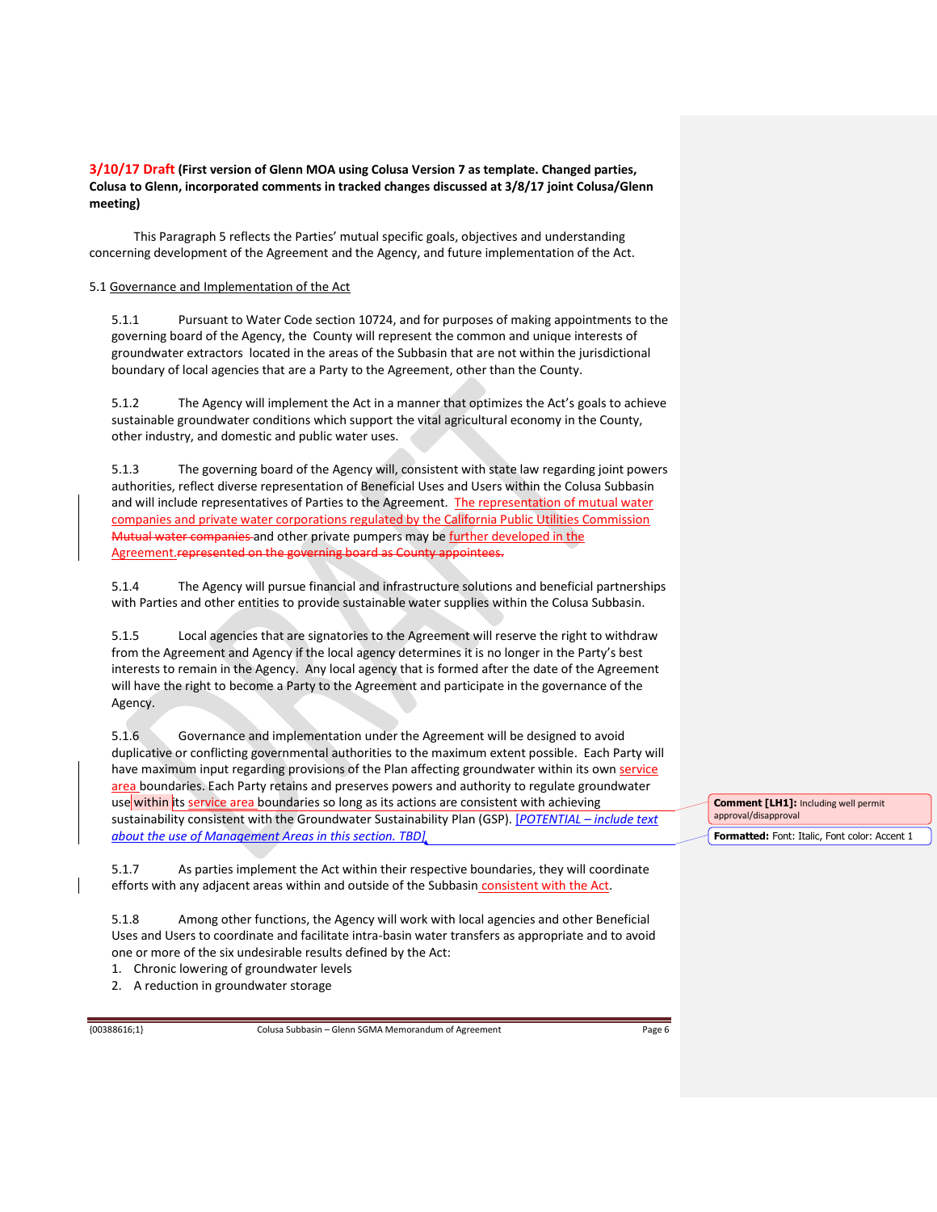**3/10/17 Draft (First version of Glenn MOA using Colusa Version 7 as template. Changed parties, Colusa to Glenn, incorporated comments in tracked changes discussed at 3/8/17 joint Colusa/Glenn meeting)**

This Paragraph 5 reflects the Parties' mutual specific goals, objectives and understanding concerning development of the Agreement and the Agency, and future implementation of the Act.

5.1 Governance and Implementation of the Act

5.1.1 Pursuant to Water Code section 10724, and for purposes of making appointments to the governing board of the Agency, the County will represent the common and unique interests of groundwater extractors located in the areas of the Subbasin that are not within the jurisdictional boundary of local agencies that are a Party to the Agreement, other than the County.

5.1.2 The Agency will implement the Act in a manner that optimizes the Act's goals to achieve sustainable groundwater conditions which support the vital agricultural economy in the County, other industry, and domestic and public water uses.

5.1.3 The governing board of the Agency will, consistent with state law regarding joint powers authorities, reflect diverse representation of Beneficial Uses and Users within the Colusa Subbasin and will include representatives of Parties to the Agreement. The representation of mutual water companies and private water corporations regulated by the California Public Utilities Commission ~~Mutual water companies~~ and other private pumpers may be further developed in the Agreement.~~represented on the governing board as County appointees.~~

5.1.4 The Agency will pursue financial and infrastructure solutions and beneficial partnerships with Parties and other entities to provide sustainable water supplies within the Colusa Subbasin.

5.1.5 Local agencies that are signatories to the Agreement will reserve the right to withdraw from the Agreement and Agency if the local agency determines it is no longer in the Party's best interests to remain in the Agency. Any local agency that is formed after the date of the Agreement will have the right to become a Party to the Agreement and participate in the governance of the Agency.

5.1.6 Governance and implementation under the Agreement will be designed to avoid duplicative or conflicting governmental authorities to the maximum extent possible. Each Party will have maximum input regarding provisions of the Plan affecting groundwater within its own service area boundaries. Each Party retains and preserves powers and authority to regulate groundwater use within its service area boundaries so long as its actions are consistent with achieving sustainability consistent with the Groundwater Sustainability Plan (GSP). *[POTENTIAL – include text about the use of Management Areas in this section. TBD]*

> **Comment [LH1]:** Including well permit approval/disapproval

5.1.7 As parties implement the Act within their respective boundaries, they will coordinate efforts with any adjacent areas within and outside of the Subbasin consistent with the Act.

5.1.8 Among other functions, the Agency will work with local agencies and other Beneficial Uses and Users to coordinate and facilitate intra-basin water transfers as appropriate and to avoid one or more of the six undesirable results defined by the Act:

1. Chronic lowering of groundwater levels
2. A reduction in groundwater storage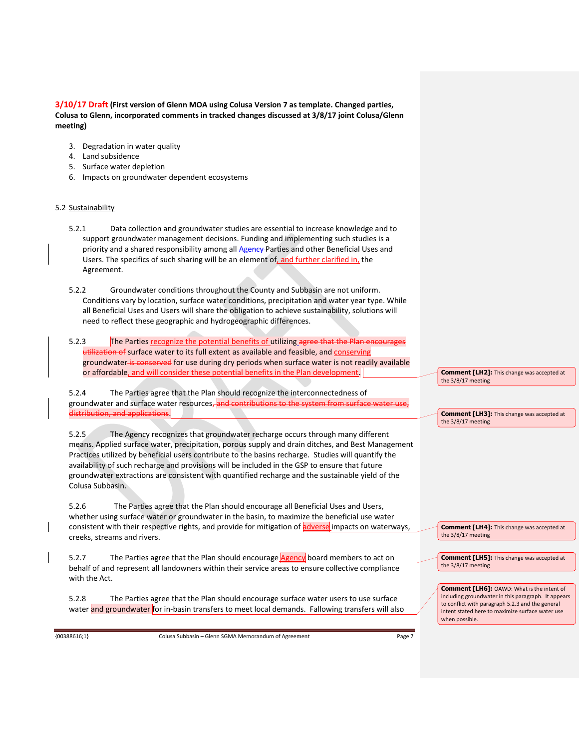**3/10/17 Draft (First version of Glenn MOA using Colusa Version 7 as template. Changed parties, Colusa to Glenn, incorporated comments in tracked changes discussed at 3/8/17 joint Colusa/Glenn meeting)**

3. Degradation in water quality
4. Land subsidence
5. Surface water depletion
6. Impacts on groundwater dependent ecosystems

5.2 Sustainability

5.2.1 Data collection and groundwater studies are essential to increase knowledge and to support groundwater management decisions. Funding and implementing such studies is a priority and a shared responsibility among all ~~Agency~~ Parties and other Beneficial Uses and Users. The specifics of such sharing will be an element of, and further clarified in, the Agreement.

5.2.2 Groundwater conditions throughout the County and Subbasin are not uniform. Conditions vary by location, surface water conditions, precipitation and water year type. While all Beneficial Uses and Users will share the obligation to achieve sustainability, solutions will need to reflect these geographic and hydrogeographic differences.

5.2.3 The Parties recognize the potential benefits of utilizing ~~agree that the Plan encourages utilization of~~ surface water to its full extent as available and feasible, and conserving groundwater ~~is conserved~~ for use during dry periods when surface water is not readily available or affordable, and will consider these potential benefits in the Plan development.

5.2.4 The Parties agree that the Plan should recognize the interconnectedness of groundwater and surface water resources~~, and contributions to the system from surface water use, distribution, and applications~~.

5.2.5 The Agency recognizes that groundwater recharge occurs through many different means. Applied surface water, precipitation, porous supply and drain ditches, and Best Management Practices utilized by beneficial users contribute to the basins recharge. Studies will quantify the availability of such recharge and provisions will be included in the GSP to ensure that future groundwater extractions are consistent with quantified recharge and the sustainable yield of the Colusa Subbasin.

5.2.6 The Parties agree that the Plan should encourage all Beneficial Uses and Users, whether using surface water or groundwater in the basin, to maximize the beneficial use water consistent with their respective rights, and provide for mitigation of adverse impacts on waterways, creeks, streams and rivers.

5.2.7 The Parties agree that the Plan should encourage Agency board members to act on behalf of and represent all landowners within their service areas to ensure collective compliance with the Act.

5.2.8 The Parties agree that the Plan should encourage surface water users to use surface water and groundwater for in-basin transfers to meet local demands. Fallowing transfers will also

**Comment [LH2]:** This change was accepted at the 3/8/17 meeting

**Comment [LH3]:** This change was accepted at the 3/8/17 meeting

**Comment [LH4]:** This change was accepted at the 3/8/17 meeting

**Comment [LH5]:** This change was accepted at the 3/8/17 meeting

**Comment [LH6]:** OAWD: What is the intent of including groundwater in this paragraph. It appears to conflict with paragraph 5.2.3 and the general intent stated here to maximize surface water use when possible.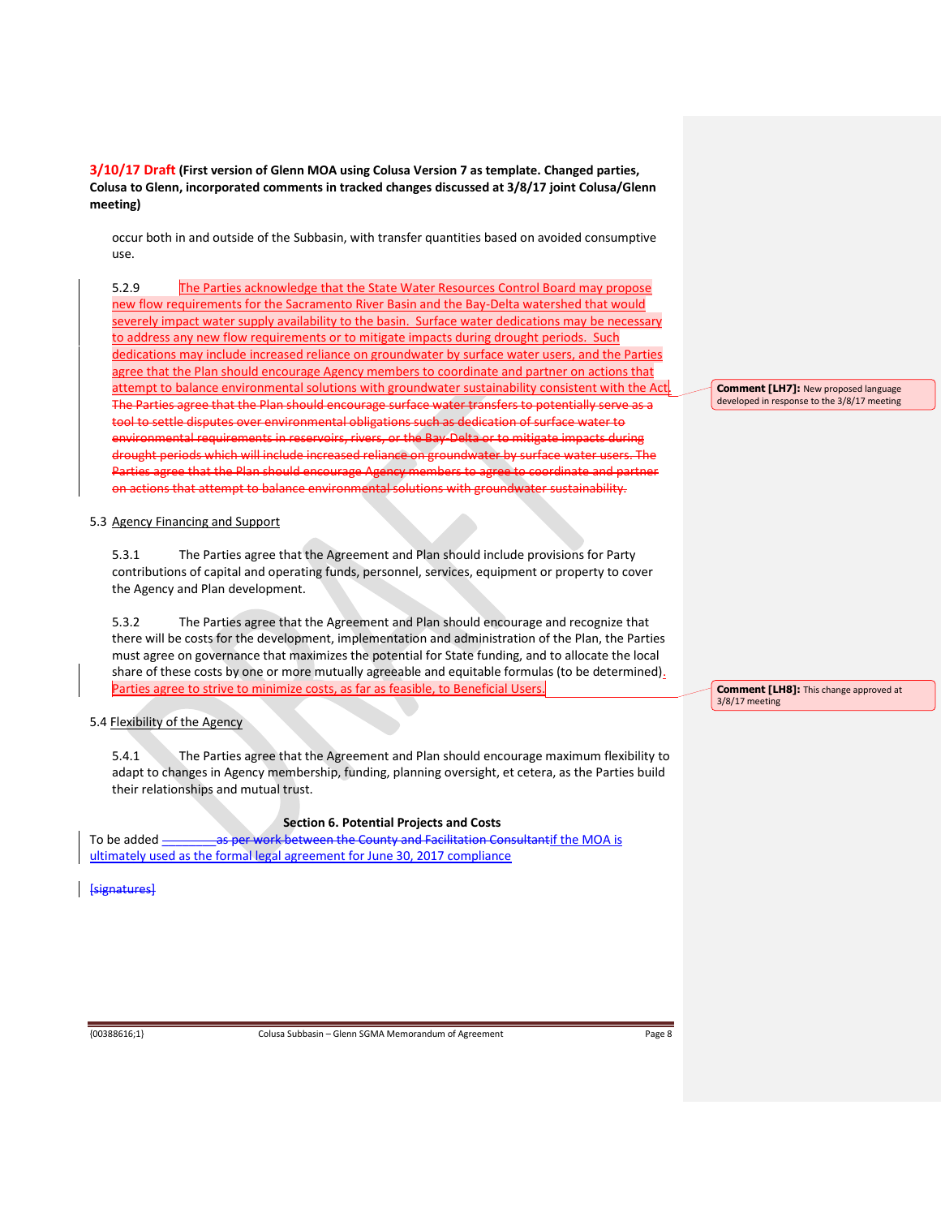**3/10/17 Draft (First version of Glenn MOA using Colusa Version 7 as template. Changed parties, Colusa to Glenn, incorporated comments in tracked changes discussed at 3/8/17 joint Colusa/Glenn meeting)**

occur both in and outside of the Subbasin, with transfer quantities based on avoided consumptive use.

5.2.9 The Parties acknowledge that the State Water Resources Control Board may propose new flow requirements for the Sacramento River Basin and the Bay-Delta watershed that would severely impact water supply availability to the basin. Surface water dedications may be necessary to address any new flow requirements or to mitigate impacts during drought periods. Such dedications may include increased reliance on groundwater by surface water users, and the Parties agree that the Plan should encourage Agency members to coordinate and partner on actions that attempt to balance environmental solutions with groundwater sustainability consistent with the Act. ~~The Parties agree that the Plan should encourage surface water transfers to potentially serve as a tool to settle disputes over environmental obligations such as dedication of surface water to environmental requirements in reservoirs, rivers, or the Bay-Delta or to mitigate impacts during drought periods which will include increased reliance on groundwater by surface water users. The Parties agree that the Plan should encourage Agency members to agree to coordinate and partner on actions that attempt to balance environmental solutions with groundwater sustainability.~~

**Comment [LH7]:** New proposed language developed in response to the 3/8/17 meeting

5.3 Agency Financing and Support

5.3.1 The Parties agree that the Agreement and Plan should include provisions for Party contributions of capital and operating funds, personnel, services, equipment or property to cover the Agency and Plan development.

5.3.2 The Parties agree that the Agreement and Plan should encourage and recognize that there will be costs for the development, implementation and administration of the Plan, the Parties must agree on governance that maximizes the potential for State funding, and to allocate the local share of these costs by one or more mutually agreeable and equitable formulas (to be determined). Parties agree to strive to minimize costs, as far as feasible, to Beneficial Users.

**Comment [LH8]:** This change approved at 3/8/17 meeting

5.4 Flexibility of the Agency

5.4.1 The Parties agree that the Agreement and Plan should encourage maximum flexibility to adapt to changes in Agency membership, funding, planning oversight, et cetera, as the Parties build their relationships and mutual trust.

**Section 6. Potential Projects and Costs**

To be added ~~________as per work between the County and Facilitation Consultant~~if the MOA is ultimately used as the formal legal agreement for June 30, 2017 compliance

~~[signatures]~~